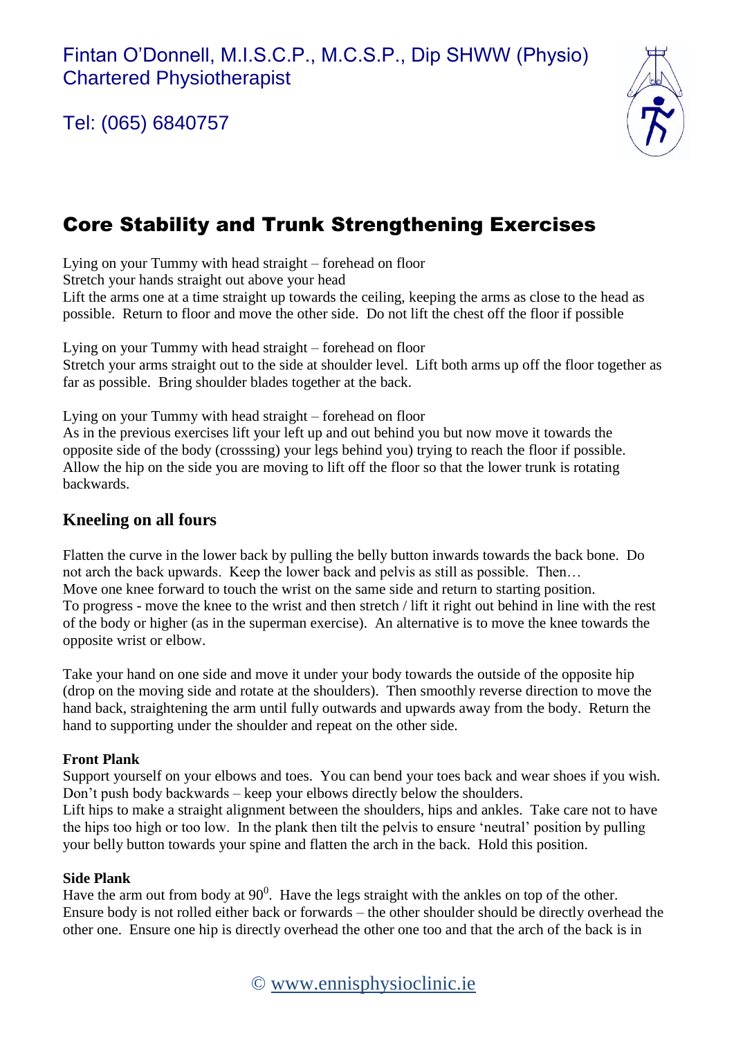Fintan O'Donnell, M.I.S.C.P., M.C.S.P., Dip SHWW (Physio)
Chartered Physiotherapist

Tel: (065) 6840757

# Core Stability and Trunk Strengthening Exercises

Lying on your Tummy with head straight – forehead on floor
Stretch your hands straight out above your head
Lift the arms one at a time straight up towards the ceiling, keeping the arms as close to the head as possible. Return to floor and move the other side. Do not lift the chest off the floor if possible

Lying on your Tummy with head straight – forehead on floor
Stretch your arms straight out to the side at shoulder level. Lift both arms up off the floor together as far as possible. Bring shoulder blades together at the back.

Lying on your Tummy with head straight – forehead on floor
As in the previous exercises lift your left up and out behind you but now move it towards the opposite side of the body (crosssing) your legs behind you) trying to reach the floor if possible. Allow the hip on the side you are moving to lift off the floor so that the lower trunk is rotating backwards.

## Kneeling on all fours

Flatten the curve in the lower back by pulling the belly button inwards towards the back bone. Do not arch the back upwards. Keep the lower back and pelvis as still as possible. Then…
Move one knee forward to touch the wrist on the same side and return to starting position.
To progress - move the knee to the wrist and then stretch / lift it right out behind in line with the rest of the body or higher (as in the superman exercise). An alternative is to move the knee towards the opposite wrist or elbow.

Take your hand on one side and move it under your body towards the outside of the opposite hip (drop on the moving side and rotate at the shoulders). Then smoothly reverse direction to move the hand back, straightening the arm until fully outwards and upwards away from the body. Return the hand to supporting under the shoulder and repeat on the other side.

**Front Plank**
Support yourself on your elbows and toes. You can bend your toes back and wear shoes if you wish. Don't push body backwards – keep your elbows directly below the shoulders.
Lift hips to make a straight alignment between the shoulders, hips and ankles. Take care not to have the hips too high or too low. In the plank then tilt the pelvis to ensure 'neutral' position by pulling your belly button towards your spine and flatten the arch in the back. Hold this position.

**Side Plank**
Have the arm out from body at $90^0$. Have the legs straight with the ankles on top of the other. Ensure body is not rolled either back or forwards – the other shoulder should be directly overhead the other one. Ensure one hip is directly overhead the other one too and that the arch of the back is in

© www.ennisphysioclinic.ie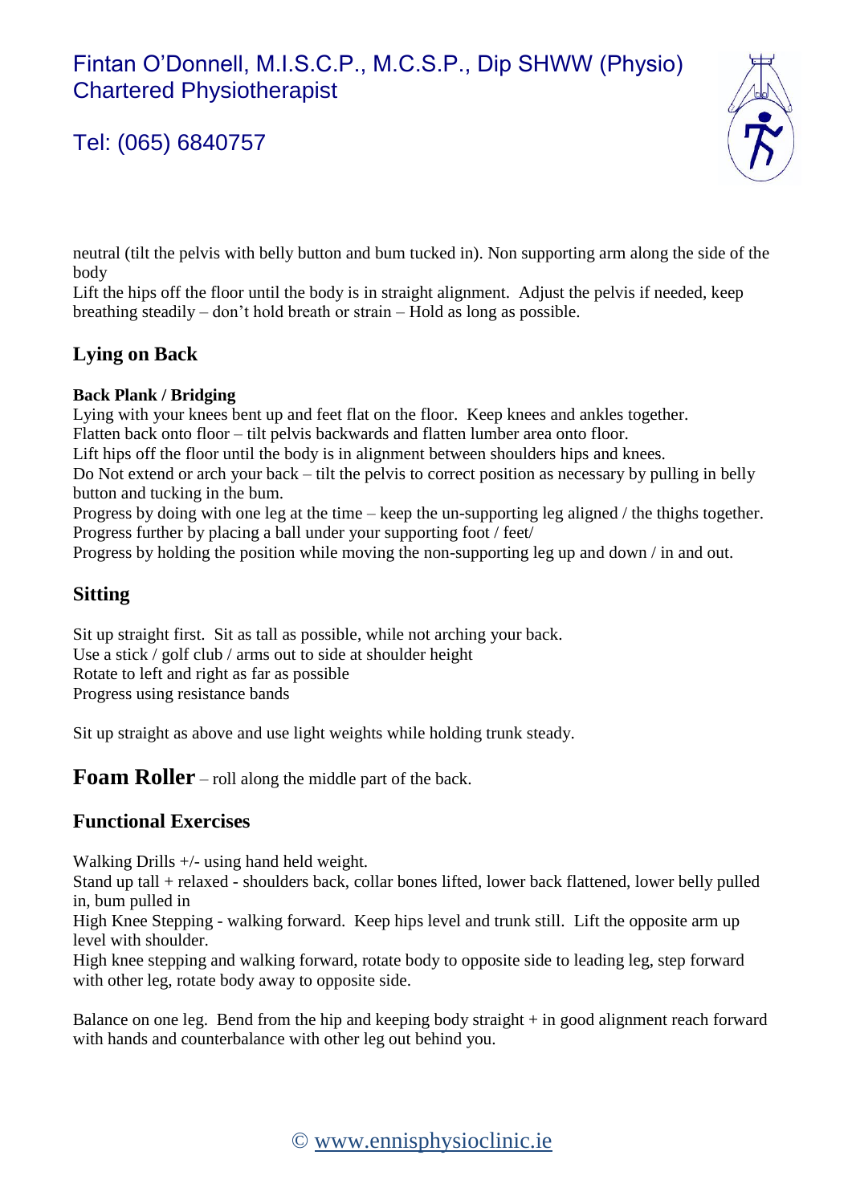neutral (tilt the pelvis with belly button and bum tucked in). Non supporting arm along the side of the body
Lift the hips off the floor until the body is in straight alignment. Adjust the pelvis if needed, keep breathing steadily – don't hold breath or strain – Hold as long as possible.

## Lying on Back

**Back Plank / Bridging**
Lying with your knees bent up and feet flat on the floor. Keep knees and ankles together.
Flatten back onto floor – tilt pelvis backwards and flatten lumber area onto floor.
Lift hips off the floor until the body is in alignment between shoulders hips and knees.
Do Not extend or arch your back – tilt the pelvis to correct position as necessary by pulling in belly button and tucking in the bum.
Progress by doing with one leg at the time – keep the un-supporting leg aligned / the thighs together.
Progress further by placing a ball under your supporting foot / feet/
Progress by holding the position while moving the non-supporting leg up and down / in and out.

## Sitting

Sit up straight first. Sit as tall as possible, while not arching your back.
Use a stick / golf club / arms out to side at shoulder height
Rotate to left and right as far as possible
Progress using resistance bands

Sit up straight as above and use light weights while holding trunk steady.

**Foam Roller** – roll along the middle part of the back.

## Functional Exercises

Walking Drills +/- using hand held weight.
Stand up tall + relaxed - shoulders back, collar bones lifted, lower back flattened, lower belly pulled in, bum pulled in
High Knee Stepping - walking forward. Keep hips level and trunk still. Lift the opposite arm up level with shoulder.
High knee stepping and walking forward, rotate body to opposite side to leading leg, step forward with other leg, rotate body away to opposite side.

Balance on one leg. Bend from the hip and keeping body straight + in good alignment reach forward with hands and counterbalance with other leg out behind you.